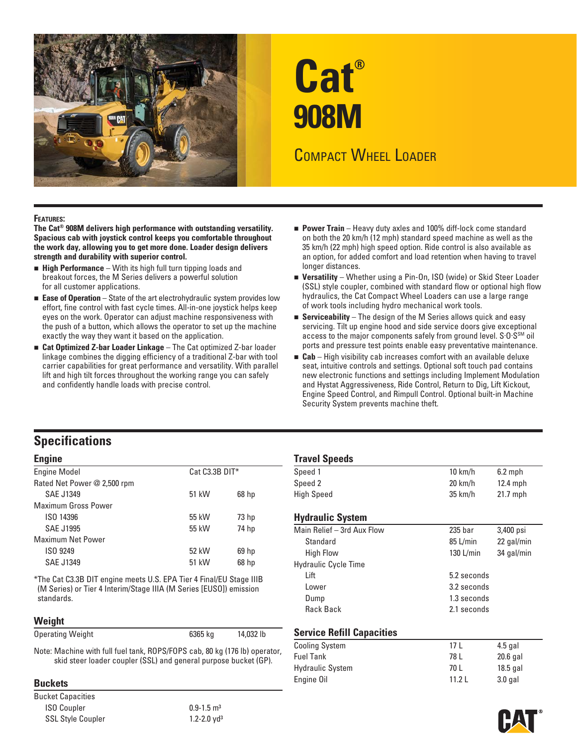# Cat® 908M

## Compact Wheel Loader

**Features:**

**The Cat® 908M delivers high performance with outstanding versatility. Spacious cab with joystick control keeps you comfortable throughout the work day, allowing you to get more done. Loader design delivers strength and durability with superior control.**

- **High Performance** – With its high full turn tipping loads and breakout forces, the M Series delivers a powerful solution for all customer applications.
- **Ease of Operation** – State of the art electrohydraulic system provides low effort, fine control with fast cycle times. All-in-one joystick helps keep eyes on the work. Operator can adjust machine responsiveness with the push of a button, which allows the operator to set up the machine exactly the way they want it based on the application.
- **Cat Optimized Z-bar Loader Linkage** – The Cat optimized Z-bar loader linkage combines the digging efficiency of a traditional Z-bar with tool carrier capabilities for great performance and versatility. With parallel lift and high tilt forces throughout the working range you can safely and confidently handle loads with precise control.
- **Power Train** – Heavy duty axles and 100% diff-lock come standard on both the 20 km/h (12 mph) standard speed machine as well as the 35 km/h (22 mph) high speed option. Ride control is also available as an option, for added comfort and load retention when having to travel longer distances.
- **Versatility** – Whether using a Pin-On, ISO (wide) or Skid Steer Loader (SSL) style coupler, combined with standard flow or optional high flow hydraulics, the Cat Compact Wheel Loaders can use a large range of work tools including hydro mechanical work tools.
- **Serviceability** – The design of the M Series allows quick and easy servicing. Tilt up engine hood and side service doors give exceptional access to the major components safely from ground level. S·O·S℠ oil ports and pressure test points enable easy preventative maintenance.
- **Cab** – High visibility cab increases comfort with an available deluxe seat, intuitive controls and settings. Optional soft touch pad contains new electronic functions and settings including Implement Modulation and Hystat Aggressiveness, Ride Control, Return to Dig, Lift Kickout, Engine Speed Control, and Rimpull Control. Optional built-in Machine Security System prevents machine theft.

## Specifications

### Engine

| | | |
|---|---|---|
| Engine Model | Cat C3.3B DIT* | |
| Rated Net Power @ 2,500 rpm | | |
| SAE J1349 | 51 kW | 68 hp |
| Maximum Gross Power | | |
| ISO 14396 | 55 kW | 73 hp |
| SAE J1995 | 55 kW | 74 hp |
| Maximum Net Power | | |
| ISO 9249 | 52 kW | 69 hp |
| SAE J1349 | 51 kW | 68 hp |

*The Cat C3.3B DIT engine meets U.S. EPA Tier 4 Final/EU Stage IIIB (M Series) or Tier 4 Interim/Stage IIIA (M Series [EUSO]) emission standards.

### Weight

| | | |
|---|---|---|
| Operating Weight | 6365 kg | 14,032 lb |

Note: Machine with full fuel tank, ROPS/FOPS cab, 80 kg (176 lb) operator, skid steer loader coupler (SSL) and general purpose bucket (GP).

### Buckets

| | |
|---|---|
| Bucket Capacities | |
| ISO Coupler | 0.9-1.5 m³ |
| SSL Style Coupler | 1.2-2.0 yd³ |

### Travel Speeds

| | | |
|---|---|---|
| Speed 1 | 10 km/h | 6.2 mph |
| Speed 2 | 20 km/h | 12.4 mph |
| High Speed | 35 km/h | 21.7 mph |

### Hydraulic System

| | | |
|---|---|---|
| Main Relief – 3rd Aux Flow | 235 bar | 3,400 psi |
| Standard | 85 L/min | 22 gal/min |
| High Flow | 130 L/min | 34 gal/min |
| Hydraulic Cycle Time | | |
| Lift | 5.2 seconds | |
| Lower | 3.2 seconds | |
| Dump | 1.3 seconds | |
| Rack Back | 2.1 seconds | |

### Service Refill Capacities

| | | |
|---|---|---|
| Cooling System | 17 L | 4.5 gal |
| Fuel Tank | 78 L | 20.6 gal |
| Hydraulic System | 70 L | 18.5 gal |
| Engine Oil | 11.2 L | 3.0 gal |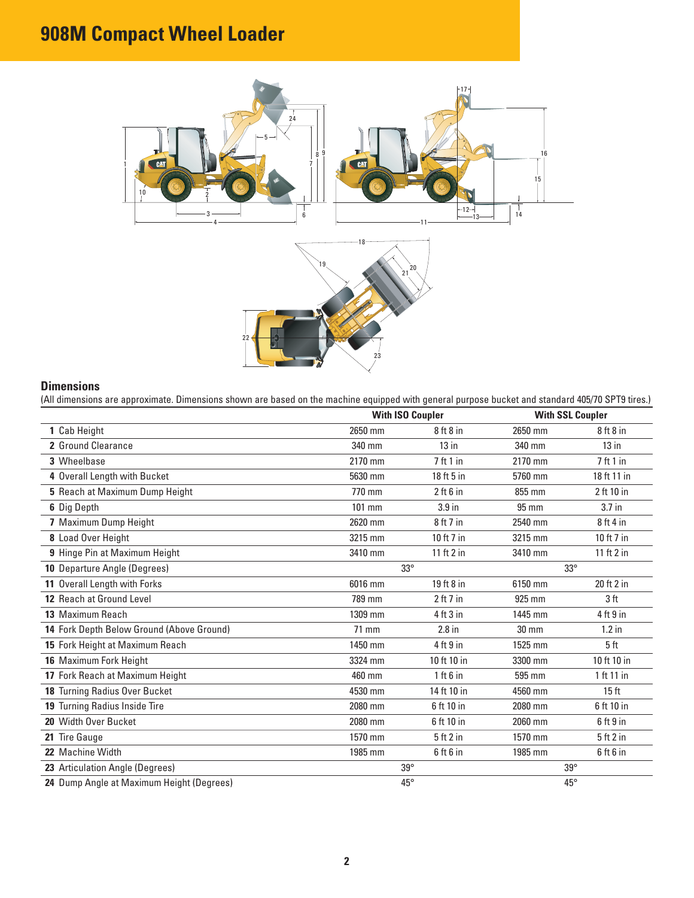# 908M Compact Wheel Loader

## Dimensions

(All dimensions are approximate. Dimensions shown are based on the machine equipped with general purpose bucket and standard 405/70 SPT9 tires.)

| | With ISO Coupler | | With SSL Coupler | |
|---|---|---|---|---|
| **1** Cab Height | 2650 mm | 8 ft 8 in | 2650 mm | 8 ft 8 in |
| **2** Ground Clearance | 340 mm | 13 in | 340 mm | 13 in |
| **3** Wheelbase | 2170 mm | 7 ft 1 in | 2170 mm | 7 ft 1 in |
| **4** Overall Length with Bucket | 5630 mm | 18 ft 5 in | 5760 mm | 18 ft 11 in |
| **5** Reach at Maximum Dump Height | 770 mm | 2 ft 6 in | 855 mm | 2 ft 10 in |
| **6** Dig Depth | 101 mm | 3.9 in | 95 mm | 3.7 in |
| **7** Maximum Dump Height | 2620 mm | 8 ft 7 in | 2540 mm | 8 ft 4 in |
| **8** Load Over Height | 3215 mm | 10 ft 7 in | 3215 mm | 10 ft 7 in |
| **9** Hinge Pin at Maximum Height | 3410 mm | 11 ft 2 in | 3410 mm | 11 ft 2 in |
| **10** Departure Angle (Degrees) | 33° | | 33° | |
| **11** Overall Length with Forks | 6016 mm | 19 ft 8 in | 6150 mm | 20 ft 2 in |
| **12** Reach at Ground Level | 789 mm | 2 ft 7 in | 925 mm | 3 ft |
| **13** Maximum Reach | 1309 mm | 4 ft 3 in | 1445 mm | 4 ft 9 in |
| **14** Fork Depth Below Ground (Above Ground) | 71 mm | 2.8 in | 30 mm | 1.2 in |
| **15** Fork Height at Maximum Reach | 1450 mm | 4 ft 9 in | 1525 mm | 5 ft |
| **16** Maximum Fork Height | 3324 mm | 10 ft 10 in | 3300 mm | 10 ft 10 in |
| **17** Fork Reach at Maximum Height | 460 mm | 1 ft 6 in | 595 mm | 1 ft 11 in |
| **18** Turning Radius Over Bucket | 4530 mm | 14 ft 10 in | 4560 mm | 15 ft |
| **19** Turning Radius Inside Tire | 2080 mm | 6 ft 10 in | 2080 mm | 6 ft 10 in |
| **20** Width Over Bucket | 2080 mm | 6 ft 10 in | 2060 mm | 6 ft 9 in |
| **21** Tire Gauge | 1570 mm | 5 ft 2 in | 1570 mm | 5 ft 2 in |
| **22** Machine Width | 1985 mm | 6 ft 6 in | 1985 mm | 6 ft 6 in |
| **23** Articulation Angle (Degrees) | 39° | | 39° | |
| **24** Dump Angle at Maximum Height (Degrees) | 45° | | 45° | |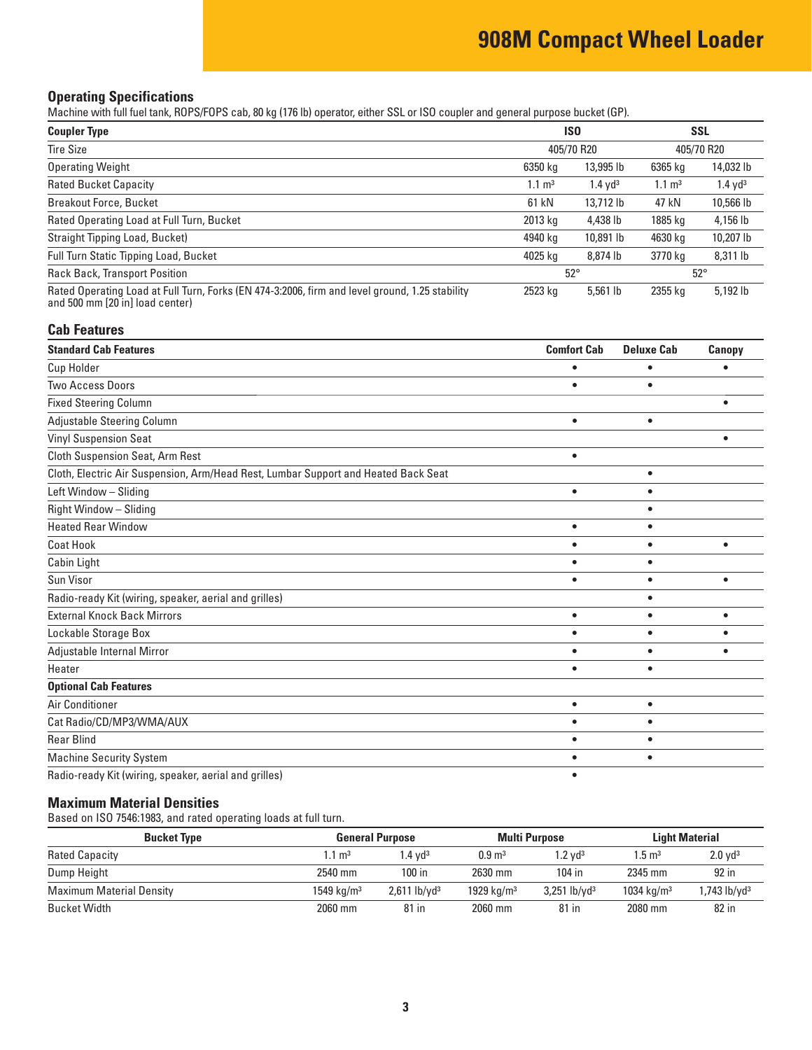# 908M Compact Wheel Loader

## Operating Specifications

Machine with full fuel tank, ROPS/FOPS cab, 80 kg (176 lb) operator, either SSL or ISO coupler and general purpose bucket (GP).

| Coupler Type | ISO | | SSL | |
|---|---|---|---|---|
| Tire Size | 405/70 R20 | | 405/70 R20 | |
| Operating Weight | 6350 kg | 13,995 lb | 6365 kg | 14,032 lb |
| Rated Bucket Capacity | 1.1 m³ | 1.4 yd³ | 1.1 m³ | 1.4 yd³ |
| Breakout Force, Bucket | 61 kN | 13,712 lb | 47 kN | 10,566 lb |
| Rated Operating Load at Full Turn, Bucket | 2013 kg | 4,438 lb | 1885 kg | 4,156 lb |
| Straight Tipping Load, Bucket) | 4940 kg | 10,891 lb | 4630 kg | 10,207 lb |
| Full Turn Static Tipping Load, Bucket | 4025 kg | 8,874 lb | 3770 kg | 8,311 lb |
| Rack Back, Transport Position | 52° | | 52° | |
| Rated Operating Load at Full Turn, Forks (EN 474-3:2006, firm and level ground, 1.25 stability and 500 mm [20 in] load center) | 2523 kg | 5,561 lb | 2355 kg | 5,192 lb |

## Cab Features

| Standard Cab Features | Comfort Cab | Deluxe Cab | Canopy |
|---|---|---|---|
| Cup Holder | • | • | • |
| Two Access Doors | • | • | |
| Fixed Steering Column | | | • |
| Adjustable Steering Column | • | • | |
| Vinyl Suspension Seat | | | • |
| Cloth Suspension Seat, Arm Rest | • | | |
| Cloth, Electric Air Suspension, Arm/Head Rest, Lumbar Support and Heated Back Seat | | • | |
| Left Window – Sliding | • | • | |
| Right Window – Sliding | | • | |
| Heated Rear Window | • | • | |
| Coat Hook | • | • | • |
| Cabin Light | • | • | |
| Sun Visor | • | • | • |
| Radio-ready Kit (wiring, speaker, aerial and grilles) | | • | |
| External Knock Back Mirrors | • | • | • |
| Lockable Storage Box | • | • | • |
| Adjustable Internal Mirror | • | • | • |
| Heater | • | • | |
| **Optional Cab Features** | | | |
| Air Conditioner | • | • | |
| Cat Radio/CD/MP3/WMA/AUX | • | • | |
| Rear Blind | • | • | |
| Machine Security System | • | • | |
| Radio-ready Kit (wiring, speaker, aerial and grilles) | • | | |

## Maximum Material Densities

Based on ISO 7546:1983, and rated operating loads at full turn.

| Bucket Type | General Purpose | | Multi Purpose | | Light Material | |
|---|---|---|---|---|---|---|
| Rated Capacity | 1.1 m³ | 1.4 yd³ | 0.9 m³ | 1.2 yd³ | 1.5 m³ | 2.0 yd³ |
| Dump Height | 2540 mm | 100 in | 2630 mm | 104 in | 2345 mm | 92 in |
| Maximum Material Density | 1549 kg/m³ | 2,611 lb/yd³ | 1929 kg/m³ | 3,251 lb/yd³ | 1034 kg/m³ | 1,743 lb/yd³ |
| Bucket Width | 2060 mm | 81 in | 2060 mm | 81 in | 2080 mm | 82 in |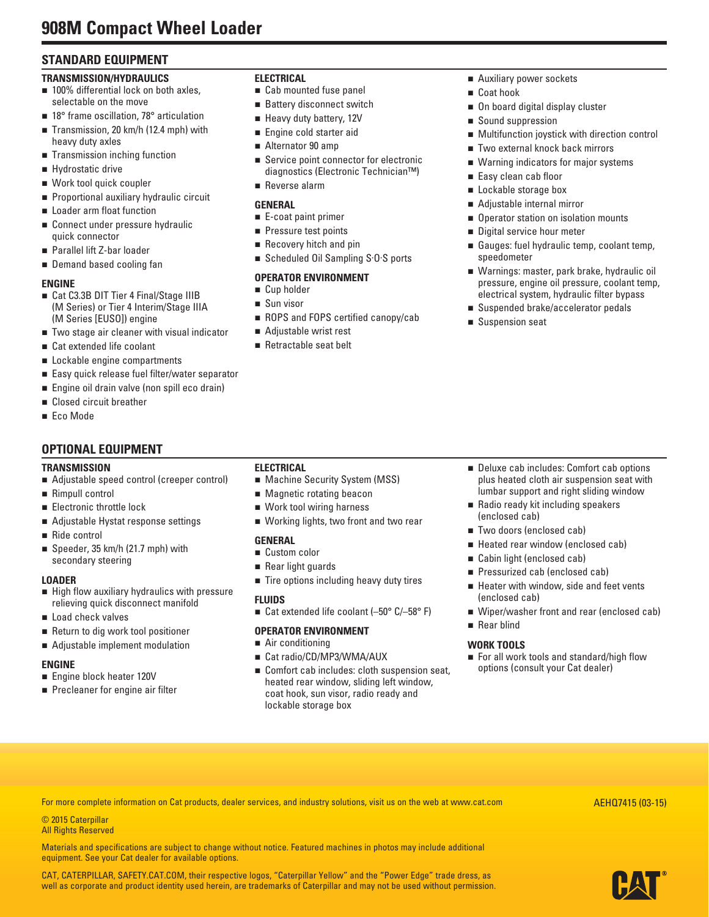# 908M Compact Wheel Loader

## STANDARD EQUIPMENT

### TRANSMISSION/HYDRAULICS

- 100% differential lock on both axles, selectable on the move
- 18° frame oscillation, 78° articulation
- Transmission, 20 km/h (12.4 mph) with heavy duty axles
- Transmission inching function
- Hydrostatic drive
- Work tool quick coupler
- Proportional auxiliary hydraulic circuit
- Loader arm float function
- Connect under pressure hydraulic quick connector
- Parallel lift Z-bar loader
- Demand based cooling fan

### ENGINE

- Cat C3.3B DIT Tier 4 Final/Stage IIIB (M Series) or Tier 4 Interim/Stage IIIA (M Series [EUSO]) engine
- Two stage air cleaner with visual indicator
- Cat extended life coolant
- Lockable engine compartments
- Easy quick release fuel filter/water separator
- Engine oil drain valve (non spill eco drain)
- Closed circuit breather
- Eco Mode

### ELECTRICAL

- Cab mounted fuse panel
- Battery disconnect switch
- Heavy duty battery, 12V
- Engine cold starter aid
- Alternator 90 amp
- Service point connector for electronic diagnostics (Electronic Technician™)
- Reverse alarm

### GENERAL

- E-coat paint primer
- Pressure test points
- Recovery hitch and pin
- Scheduled Oil Sampling S·O·S ports

### OPERATOR ENVIRONMENT

- Cup holder
- Sun visor
- ROPS and FOPS certified canopy/cab
- Adjustable wrist rest
- Retractable seat belt
- Auxiliary power sockets
- Coat hook
- On board digital display cluster
- Sound suppression
- Multifunction joystick with direction control
- Two external knock back mirrors
- Warning indicators for major systems
- Easy clean cab floor
- Lockable storage box
- Adjustable internal mirror
- Operator station on isolation mounts
- Digital service hour meter
- Gauges: fuel hydraulic temp, coolant temp, speedometer
- Warnings: master, park brake, hydraulic oil pressure, engine oil pressure, coolant temp, electrical system, hydraulic filter bypass
- Suspended brake/accelerator pedals
- Suspension seat

## OPTIONAL EQUIPMENT

### TRANSMISSION

- Adjustable speed control (creeper control)
- Rimpull control
- Electronic throttle lock
- Adjustable Hystat response settings
- Ride control
- Speeder, 35 km/h (21.7 mph) with secondary steering

### LOADER

- High flow auxiliary hydraulics with pressure relieving quick disconnect manifold
- Load check valves
- Return to dig work tool positioner
- Adjustable implement modulation

### ENGINE

- Engine block heater 120V
- Precleaner for engine air filter

### ELECTRICAL

- Machine Security System (MSS)
- Magnetic rotating beacon
- Work tool wiring harness
- Working lights, two front and two rear

### GENERAL

- Custom color
- Rear light guards
- Tire options including heavy duty tires

### FLUIDS

- Cat extended life coolant (–50° C/–58° F)

### OPERATOR ENVIRONMENT

- Air conditioning
- Cat radio/CD/MP3/WMA/AUX
- Comfort cab includes: cloth suspension seat, heated rear window, sliding left window, coat hook, sun visor, radio ready and lockable storage box
- Deluxe cab includes: Comfort cab options plus heated cloth air suspension seat with lumbar support and right sliding window
- Radio ready kit including speakers (enclosed cab)
- Two doors (enclosed cab)
- Heated rear window (enclosed cab)
- Cabin light (enclosed cab)
- Pressurized cab (enclosed cab)
- Heater with window, side and feet vents (enclosed cab)
- Wiper/washer front and rear (enclosed cab)
- Rear blind

### WORK TOOLS

- For all work tools and standard/high flow options (consult your Cat dealer)

---

For more complete information on Cat products, dealer services, and industry solutions, visit us on the web at www.cat.com

AEHQ7415 (03-15)

© 2015 Caterpillar
All Rights Reserved

Materials and specifications are subject to change without notice. Featured machines in photos may include additional equipment. See your Cat dealer for available options.

CAT, CATERPILLAR, SAFETY.CAT.COM, their respective logos, "Caterpillar Yellow" and the "Power Edge" trade dress, as well as corporate and product identity used herein, are trademarks of Caterpillar and may not be used without permission.